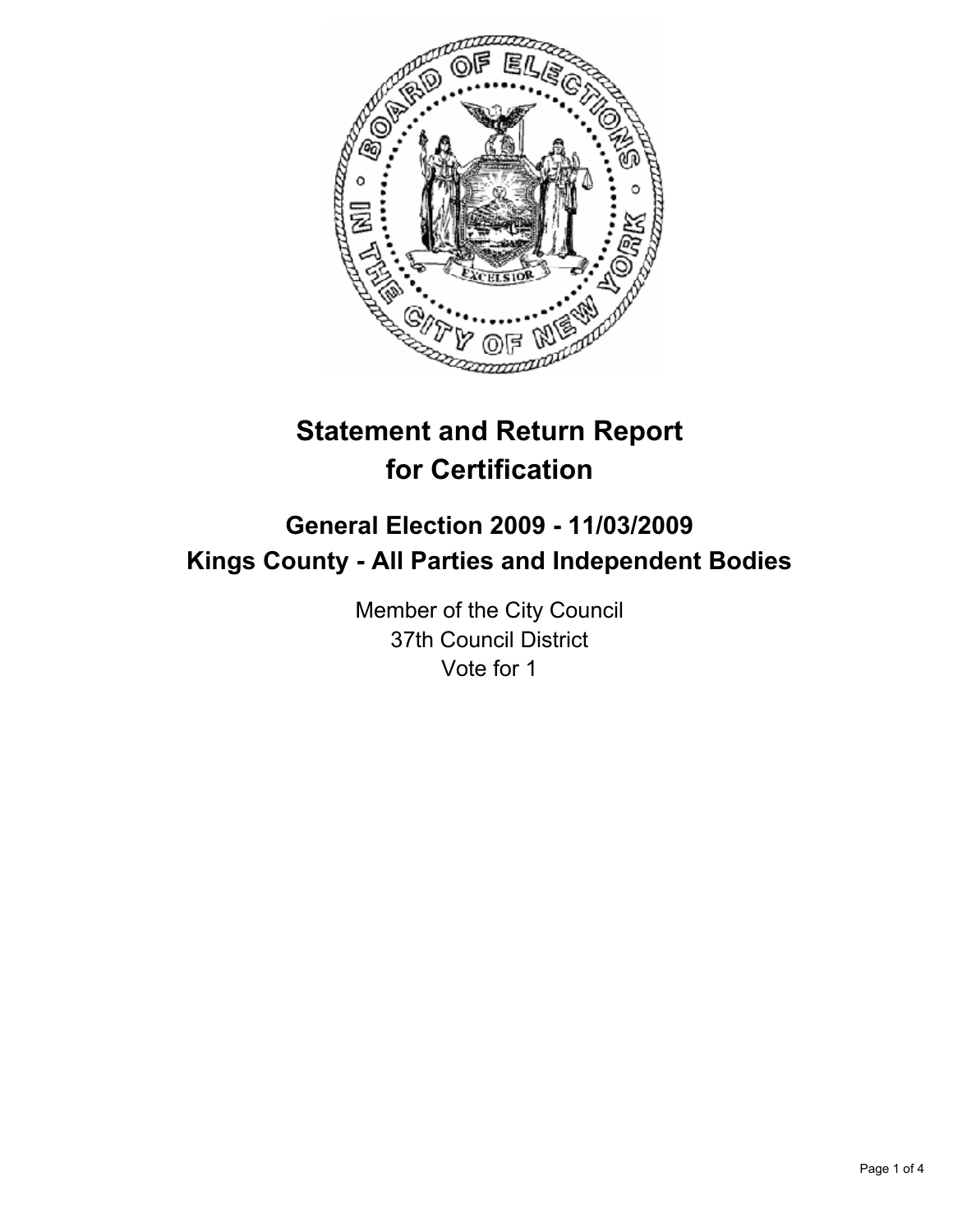# Statement and Return Report for Certification

## General Election 2009 - 11/03/2009
## Kings County - All Parties and Independent Bodies

Member of the City Council
37th Council District
Vote for 1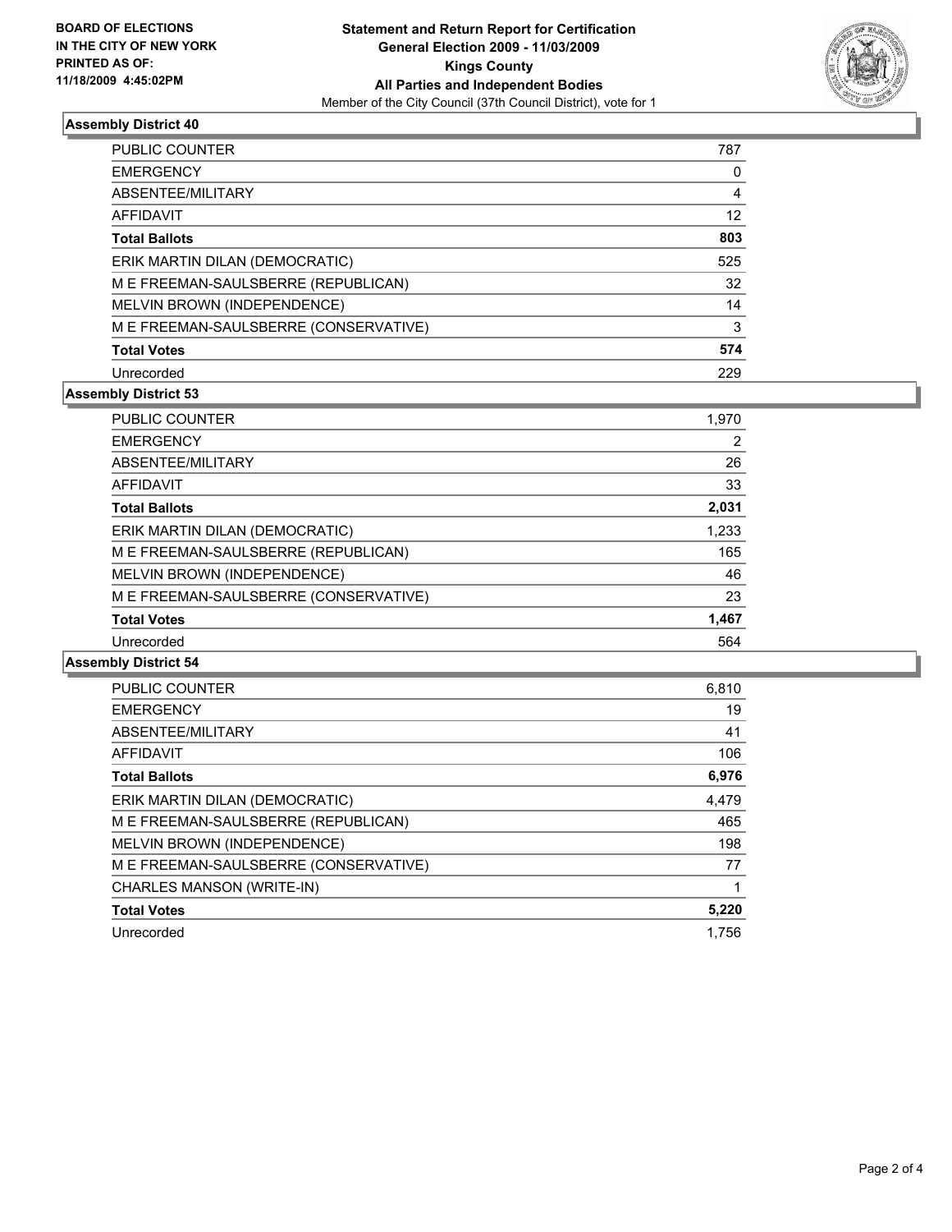BOARD OF ELECTIONS
IN THE CITY OF NEW YORK
PRINTED AS OF:
11/18/2009 4:45:02PM

**Statement and Return Report for Certification**
**General Election 2009 - 11/03/2009**
**Kings County**
**All Parties and Independent Bodies**
Member of the City Council (37th Council District), vote for 1

## Assembly District 40

| | |
|---|---|
| PUBLIC COUNTER | 787 |
| EMERGENCY | 0 |
| ABSENTEE/MILITARY | 4 |
| AFFIDAVIT | 12 |
| **Total Ballots** | **803** |
| ERIK MARTIN DILAN (DEMOCRATIC) | 525 |
| M E FREEMAN-SAULSBERRE (REPUBLICAN) | 32 |
| MELVIN BROWN (INDEPENDENCE) | 14 |
| M E FREEMAN-SAULSBERRE (CONSERVATIVE) | 3 |
| **Total Votes** | **574** |
| Unrecorded | 229 |

## Assembly District 53

| | |
|---|---|
| PUBLIC COUNTER | 1,970 |
| EMERGENCY | 2 |
| ABSENTEE/MILITARY | 26 |
| AFFIDAVIT | 33 |
| **Total Ballots** | **2,031** |
| ERIK MARTIN DILAN (DEMOCRATIC) | 1,233 |
| M E FREEMAN-SAULSBERRE (REPUBLICAN) | 165 |
| MELVIN BROWN (INDEPENDENCE) | 46 |
| M E FREEMAN-SAULSBERRE (CONSERVATIVE) | 23 |
| **Total Votes** | **1,467** |
| Unrecorded | 564 |

## Assembly District 54

| | |
|---|---|
| PUBLIC COUNTER | 6,810 |
| EMERGENCY | 19 |
| ABSENTEE/MILITARY | 41 |
| AFFIDAVIT | 106 |
| **Total Ballots** | **6,976** |
| ERIK MARTIN DILAN (DEMOCRATIC) | 4,479 |
| M E FREEMAN-SAULSBERRE (REPUBLICAN) | 465 |
| MELVIN BROWN (INDEPENDENCE) | 198 |
| M E FREEMAN-SAULSBERRE (CONSERVATIVE) | 77 |
| CHARLES MANSON (WRITE-IN) | 1 |
| **Total Votes** | **5,220** |
| Unrecorded | 1,756 |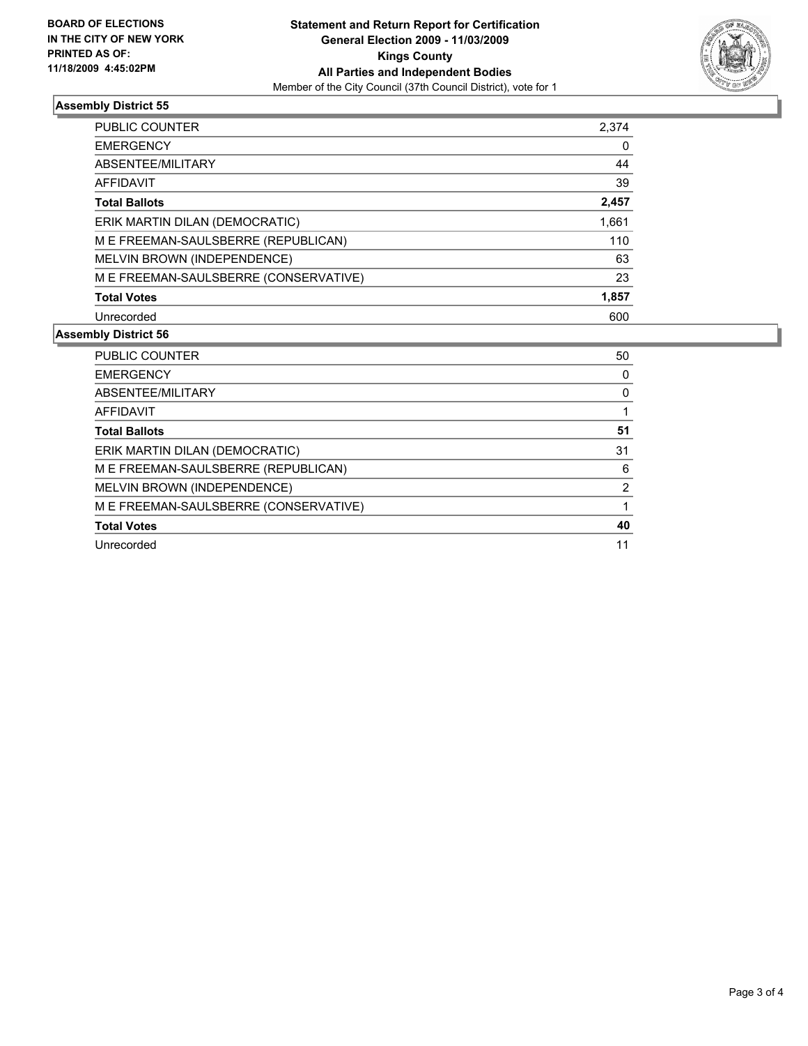**BOARD OF ELECTIONS IN THE CITY OF NEW YORK PRINTED AS OF: 11/18/2009 4:45:02PM**

**Statement and Return Report for Certification**
**General Election 2009 - 11/03/2009**
**Kings County**
**All Parties and Independent Bodies**
Member of the City Council (37th Council District), vote for 1

### Assembly District 55

| | |
|---|---|
| PUBLIC COUNTER | 2,374 |
| EMERGENCY | 0 |
| ABSENTEE/MILITARY | 44 |
| AFFIDAVIT | 39 |
| **Total Ballots** | **2,457** |
| ERIK MARTIN DILAN (DEMOCRATIC) | 1,661 |
| M E FREEMAN-SAULSBERRE (REPUBLICAN) | 110 |
| MELVIN BROWN (INDEPENDENCE) | 63 |
| M E FREEMAN-SAULSBERRE (CONSERVATIVE) | 23 |
| **Total Votes** | **1,857** |
| Unrecorded | 600 |

### Assembly District 56

| | |
|---|---|
| PUBLIC COUNTER | 50 |
| EMERGENCY | 0 |
| ABSENTEE/MILITARY | 0 |
| AFFIDAVIT | 1 |
| **Total Ballots** | **51** |
| ERIK MARTIN DILAN (DEMOCRATIC) | 31 |
| M E FREEMAN-SAULSBERRE (REPUBLICAN) | 6 |
| MELVIN BROWN (INDEPENDENCE) | 2 |
| M E FREEMAN-SAULSBERRE (CONSERVATIVE) | 1 |
| **Total Votes** | **40** |
| Unrecorded | 11 |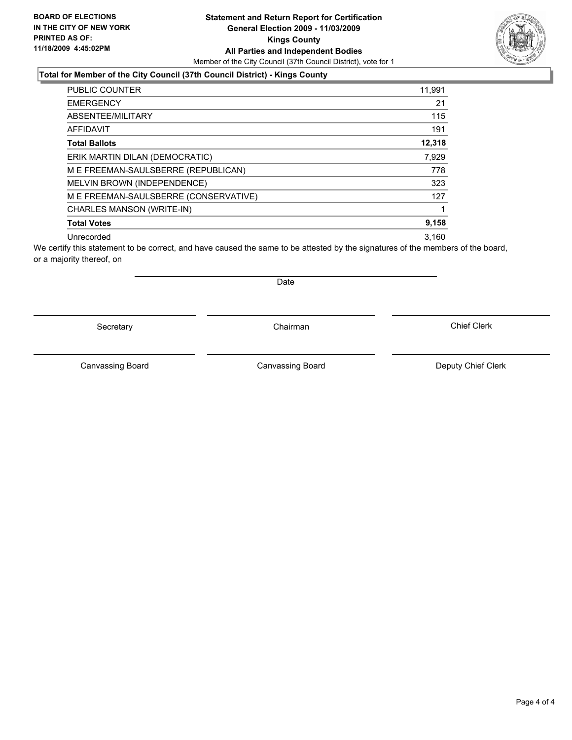**BOARD OF ELECTIONS IN THE CITY OF NEW YORK PRINTED AS OF: 11/18/2009 4:45:02PM**

# Statement and Return Report for Certification
## General Election 2009 - 11/03/2009
## Kings County
## All Parties and Independent Bodies

Member of the City Council (37th Council District), vote for 1

### Total for Member of the City Council (37th Council District) - Kings County

| | |
|---|---|
| PUBLIC COUNTER | 11,991 |
| EMERGENCY | 21 |
| ABSENTEE/MILITARY | 115 |
| AFFIDAVIT | 191 |
| **Total Ballots** | **12,318** |
| ERIK MARTIN DILAN (DEMOCRATIC) | 7,929 |
| M E FREEMAN-SAULSBERRE (REPUBLICAN) | 778 |
| MELVIN BROWN (INDEPENDENCE) | 323 |
| M E FREEMAN-SAULSBERRE (CONSERVATIVE) | 127 |
| CHARLES MANSON (WRITE-IN) | 1 |
| **Total Votes** | **9,158** |
| Unrecorded | 3,160 |

We certify this statement to be correct, and have caused the same to be attested by the signatures of the members of the board, or a majority thereof, on

Date

Secretary

Chairman

Chief Clerk

Canvassing Board

Canvassing Board

Deputy Chief Clerk